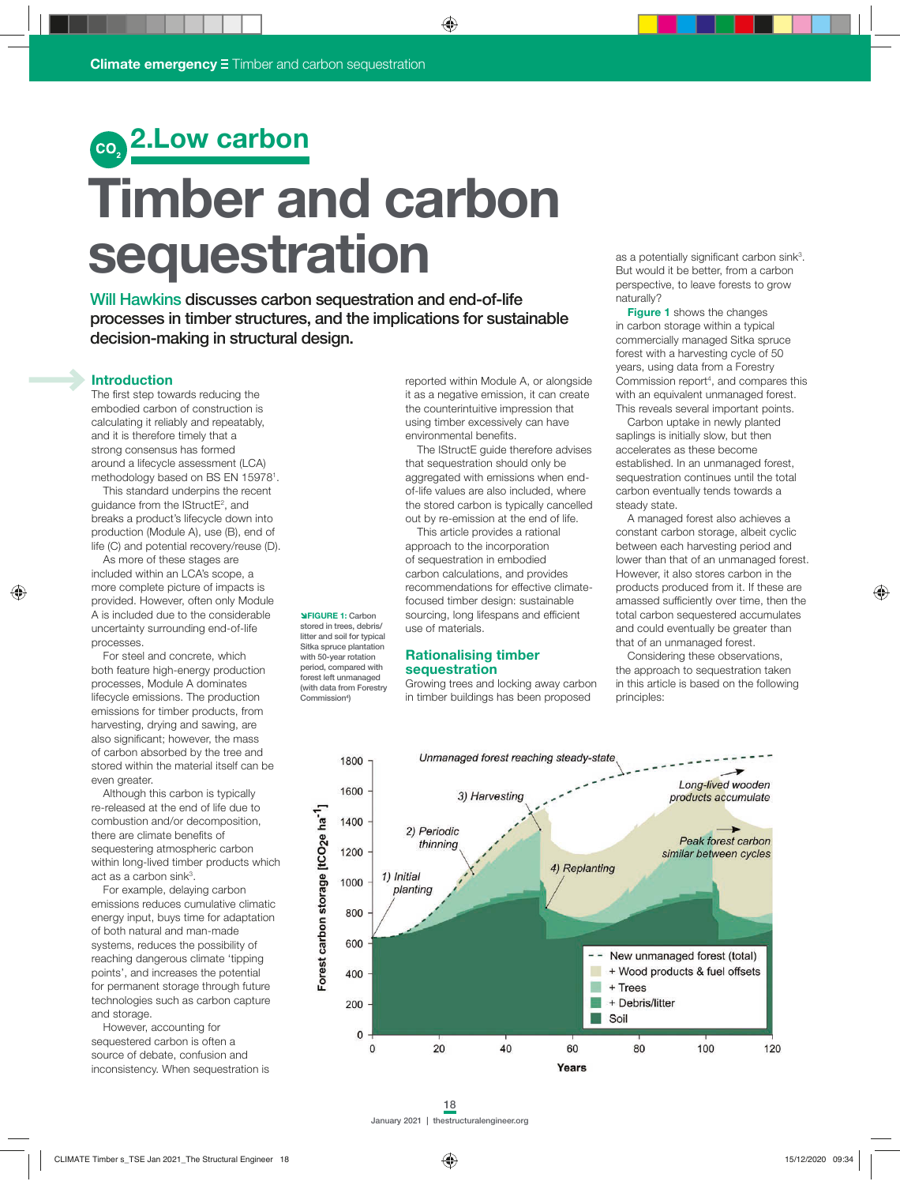# 2.Low carbon

# Timber and carbon sequestration

**Will Hawkins discusses carbon sequestration and end-of-life processes in timber structures, and the implications for sustainable decision-making in structural design.**

## Introduction

The first step towards reducing the embodied carbon of construction is calculating it reliably and repeatably, and it is therefore timely that a strong consensus has formed around a lifecycle assessment (LCA) methodology based on BS EN 15978[1].

This standard underpins the recent guidance from the IStructE[2], and breaks a product's lifecycle down into production (Module A), use (B), end of life (C) and potential recovery/reuse (D).

As more of these stages are included within an LCA's scope, a more complete picture of impacts is provided. However, often only Module A is included due to the considerable uncertainty surrounding end-of-life processes.

For steel and concrete, which both feature high-energy production processes, Module A dominates lifecycle emissions. The production emissions for timber products, from harvesting, drying and sawing, are also significant; however, the mass of carbon absorbed by the tree and stored within the material itself can be even greater.

Although this carbon is typically re-released at the end of life due to combustion and/or decomposition, there are climate benefits of sequestering atmospheric carbon within long-lived timber products which act as a carbon sink[3].

For example, delaying carbon emissions reduces cumulative climatic energy input, buys time for adaptation of both natural and man-made systems, reduces the possibility of reaching dangerous climate 'tipping points', and increases the potential for permanent storage through future technologies such as carbon capture and storage.

However, accounting for sequestered carbon is often a source of debate, confusion and inconsistency. When sequestration is reported within Module A, or alongside it as a negative emission, it can create the counterintuitive impression that using timber excessively can have environmental benefits.

The IStructE guide therefore advises that sequestration should only be aggregated with emissions when end-of-life values are also included, where the stored carbon is typically cancelled out by re-emission at the end of life.

This article provides a rational approach to the incorporation of sequestration in embodied carbon calculations, and provides recommendations for effective climate-focused timber design: sustainable sourcing, long lifespans and efficient use of materials.

## Rationalising timber sequestration

Growing trees and locking away carbon in timber buildings has been proposed as a potentially significant carbon sink[3]. But would it be better, from a carbon perspective, to leave forests to grow naturally?

**Figure 1** shows the changes in carbon storage within a typical commercially managed Sitka spruce forest with a harvesting cycle of 50 years, using data from a Forestry Commission report[4], and compares this with an equivalent unmanaged forest. This reveals several important points.

Carbon uptake in newly planted saplings is initially slow, but then accelerates as these become established. In an unmanaged forest, sequestration continues until the total carbon eventually tends towards a steady state.

A managed forest also achieves a constant carbon storage, albeit cyclic between each harvesting period and lower than that of an unmanaged forest. However, it also stores carbon in the products produced from it. If these are amassed sufficiently over time, then the total carbon sequestered accumulates and could eventually be greater than that of an unmanaged forest.

Considering these observations, the approach to sequestration taken in this article is based on the following principles:

**FIGURE 1:** Carbon stored in trees, debris/litter and soil for typical Sitka spruce plantation with 50-year rotation period, compared with forest left unmanaged (with data from Forestry Commission[4])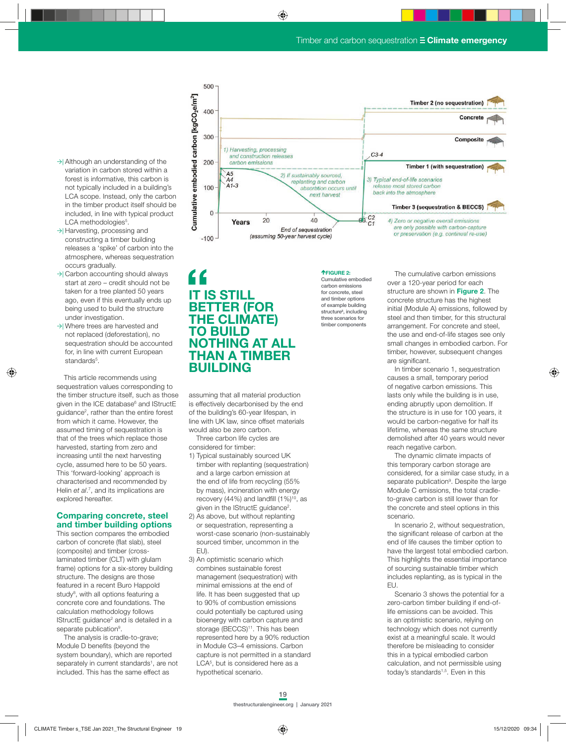- Although an understanding of the variation in carbon stored within a forest is informative, this carbon is not typically included in a building's LCA scope. Instead, only the carbon in the timber product itself should be included, in line with typical product LCA methodologies[5].
- Harvesting, processing and constructing a timber building releases a 'spike' of carbon into the atmosphere, whereas sequestration occurs gradually.
- Carbon accounting should always start at zero – credit should not be taken for a tree planted 50 years ago, even if this eventually ends up being used to build the structure under investigation.
- Where trees are harvested and not replaced (deforestation), no sequestration should be accounted for, in line with current European standards[5].

This article recommends using sequestration values corresponding to the timber structure itself, such as those given in the ICE database[6] and IStructE guidance[2], rather than the entire forest from which it came. However, the assumed timing of sequestration is that of the trees which replace those harvested, starting from zero and increasing until the next harvesting cycle, assumed here to be 50 years. This 'forward-looking' approach is characterised and recommended by Helin *et al.*[7], and its implications are explored hereafter.

## Comparing concrete, steel and timber building options

This section compares the embodied carbon of concrete (flat slab), steel (composite) and timber (cross-laminated timber (CLT) with glulam frame) options for a six-storey building structure. The designs are those featured in a recent Buro Happold study[8], with all options featuring a concrete core and foundations. The calculation methodology follows IStructE guidance[2] and is detailed in a separate publication[9].

The analysis is cradle-to-grave; Module D benefits (beyond the system boundary), which are reported separately in current standards[1], are not included. This has the same effect as assuming that all material production is effectively decarbonised by the end of the building's 60-year lifespan, in line with UK law, since offset materials would also be zero carbon.

Three carbon life cycles are considered for timber:

1) Typical sustainably sourced UK timber with replanting (sequestration) and a large carbon emission at the end of life from recycling (55% by mass), incineration with energy recovery (44%) and landfill (1%)[10], as given in the IStructE guidance[2].
2) As above, but without replanting or sequestration, representing a worst-case scenario (non-sustainably sourced timber, uncommon in the EU).
3) An optimistic scenario which combines sustainable forest management (sequestration) with minimal emissions at the end of life. It has been suggested that up to 90% of combustion emissions could potentially be captured using bioenergy with carbon capture and storage (BECCS)[11]. This has been represented here by a 90% reduction in Module C3–4 emissions. Carbon capture is not permitted in a standard LCA[5], but is considered here as a hypothetical scenario.

> **"IT IS STILL BETTER (FOR THE CLIMATE) TO BUILD NOTHING AT ALL THAN A TIMBER BUILDING**

**FIGURE 2:** Cumulative embodied carbon emissions for concrete, steel and timber options of example building structure[8], including three scenarios for timber components

The cumulative carbon emissions over a 120-year period for each structure are shown in **Figure 2**. The concrete structure has the highest initial (Module A) emissions, followed by steel and then timber, for this structural arrangement. For concrete and steel, the use and end-of-life stages see only small changes in embodied carbon. For timber, however, subsequent changes are significant.

In timber scenario 1, sequestration causes a small, temporary period of negative carbon emissions. This lasts only while the building is in use, ending abruptly upon demolition. If the structure is in use for 100 years, it would be carbon-negative for half its lifetime, whereas the same structure demolished after 40 years would never reach negative carbon.

The dynamic climate impacts of this temporary carbon storage are considered, for a similar case study, in a separate publication[9]. Despite the large Module C emissions, the total cradle-to-grave carbon is still lower than for the concrete and steel options in this scenario.

In scenario 2, without sequestration, the significant release of carbon at the end of life causes the timber option to have the largest total embodied carbon. This highlights the essential importance of sourcing sustainable timber which includes replanting, as is typical in the EU.

Scenario 3 shows the potential for a zero-carbon timber building if end-of-life emissions can be avoided. This is an optimistic scenario, relying on technology which does not currently exist at a meaningful scale. It would therefore be misleading to consider this in a typical embodied carbon calculation, and not permissible using today's standards[1,5]. Even in this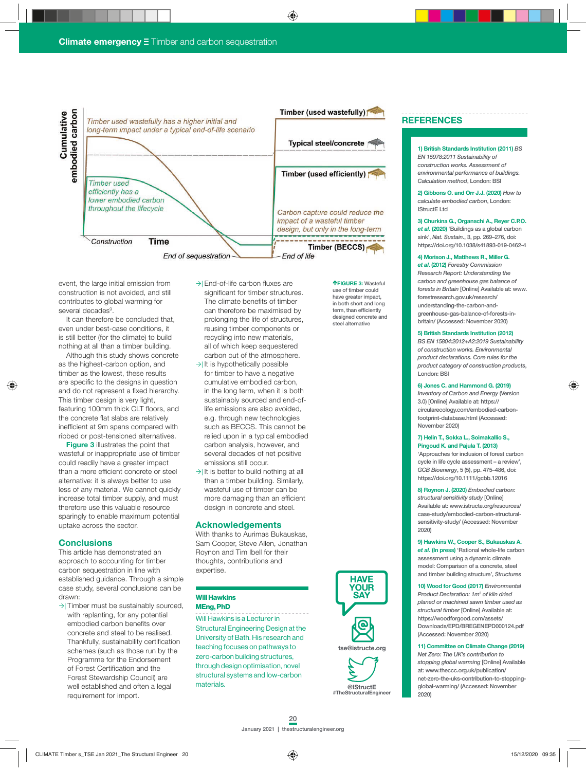Cumulative embodied carbon

Timber used wastefully has a higher initial and long-term impact under a typical end-of-life scenario

Timber used efficiently has a lower embodied carbon throughout the lifecycle

Carbon capture could reduce the impact of a wasteful timber design, but only in the long-term

Timber (used wastefully)

Typical steel/concrete

Timber (used efficiently)

Timber (BECCS)

Construction

Time

End of sequestration

End of life

**↑FIGURE 3:** Wasteful use of timber could have greater impact, in both short and long term, than efficiently designed concrete and steel alternative

event, the large initial emission from construction is not avoided, and still contributes to global warming for several decades[9].

It can therefore be concluded that, even under best-case conditions, it is still better (for the climate) to build nothing at all than a timber building.

Although this study shows concrete as the highest-carbon option, and timber as the lowest, these results are specific to the designs in question and do not represent a fixed hierarchy. This timber design is very light, featuring 100mm thick CLT floors, and the concrete flat slabs are relatively inefficient at 9m spans compared with ribbed or post-tensioned alternatives.

**Figure 3** illustrates the point that wasteful or inappropriate use of timber could readily have a greater impact than a more efficient concrete or steel alternative: it is always better to use less of any material. We cannot quickly increase total timber supply, and must therefore use this valuable resource sparingly to enable maximum potential uptake across the sector.

## Conclusions

This article has demonstrated an approach to accounting for timber carbon sequestration in line with established guidance. Through a simple case study, several conclusions can be drawn:

- Timber must be sustainably sourced, with replanting, for any potential embodied carbon benefits over concrete and steel to be realised. Thankfully, sustainability certification schemes (such as those run by the Programme for the Endorsement of Forest Certification and the Forest Stewardship Council) are well established and often a legal requirement for import.
- End-of-life carbon fluxes are significant for timber structures. The climate benefits of timber can therefore be maximised by prolonging the life of structures, reusing timber components or recycling into new materials, all of which keep sequestered carbon out of the atmosphere.
- It is hypothetically possible for timber to have a negative cumulative embodied carbon, in the long term, when it is both sustainably sourced and end-of-life emissions are also avoided, e.g. through new technologies such as BECCS. This cannot be relied upon in a typical embodied carbon analysis, however, and several decades of net positive emissions still occur.
- It is better to build nothing at all than a timber building. Similarly, wasteful use of timber can be more damaging than an efficient design in concrete and steel.

## Acknowledgements

With thanks to Aurimas Bukauskas, Sam Cooper, Steve Allen, Jonathan Roynon and Tim Ibell for their thoughts, contributions and expertise.

**Will Hawkins**
**MEng, PhD**

Will Hawkins is a Lecturer in Structural Engineering Design at the University of Bath. His research and teaching focuses on pathways to zero-carbon building structures, through design optimisation, novel structural systems and low-carbon materials.

HAVE YOUR SAY

tse@istructe.org

@IStructE
#TheStructuralEngineer

## REFERENCES

**1) British Standards Institution (2011)** *BS EN 15978:2011 Sustainability of construction works. Assessment of environmental performance of buildings. Calculation method*, London: BSI

**2) Gibbons O. and Orr J.J. (2020)** *How to calculate embodied carbon*, London: IStructE Ltd

**3) Churkina G., Organschi A., Reyer C.P.O. *et al.* (2020)** 'Buildings as a global carbon sink', *Nat. Sustain.*, 3, pp. 269–276, doi: https://doi.org/10.1038/s41893-019-0462-4

**4) Morison J., Matthews R., Miller G. *et al.* (2012)** *Forestry Commission Research Report: Understanding the carbon and greenhouse gas balance of forests in Britain* [Online] Available at: www.forestresearch.gov.uk/research/understanding-the-carbon-and-greenhouse-gas-balance-of-forests-in-britain/ (Accessed: November 2020)

**5) British Standards Institution (2012)** *BS EN 15804:2012+A2:2019 Sustainability of construction works. Environmental product declarations. Core rules for the product category of construction products*, London: BSI

**6) Jones C. and Hammond G. (2019)** *Inventory of Carbon and Energy* (Version 3.0) [Online] Available at: https://circularecology.com/embodied-carbon-footprint-database.html (Accessed: November 2020)

**7) Helin T., Sokka L., Soimakallio S., Pingoud K. and Pajula T. (2013)** 'Approaches for inclusion of forest carbon cycle in life cycle assessment – a review', *GCB Bioenergy*, 5 (5), pp. 475–486, doi: https://doi.org/10.1111/gcbb.12016

**8) Roynon J. (2020)** *Embodied carbon: structural sensitivity study* [Online] Available at: www.istructe.org/resources/case-study/embodied-carbon-structural-sensitivity-study/ (Accessed: November 2020)

**9) Hawkins W., Cooper S., Bukauskas A. *et al.* (In press)** 'Rational whole-life carbon assessment using a dynamic climate model: Comparison of a concrete, steel and timber building structure', *Structures*

**10) Wood for Good (2017)** *Environmental Product Declaration: 1m$^3$ of kiln dried planed or machined sawn timber used as structural timber* [Online] Available at: https://woodforgood.com/assets/Downloads/EPD/BREGENEPD000124.pdf (Accessed: November 2020)

**11) Committee on Climate Change (2019)** *Net Zero: The UK's contribution to stopping global warming* [Online] Available at: www.theccc.org.uk/publication/net-zero-the-uks-contribution-to-stopping-global-warming/ (Accessed: November 2020)